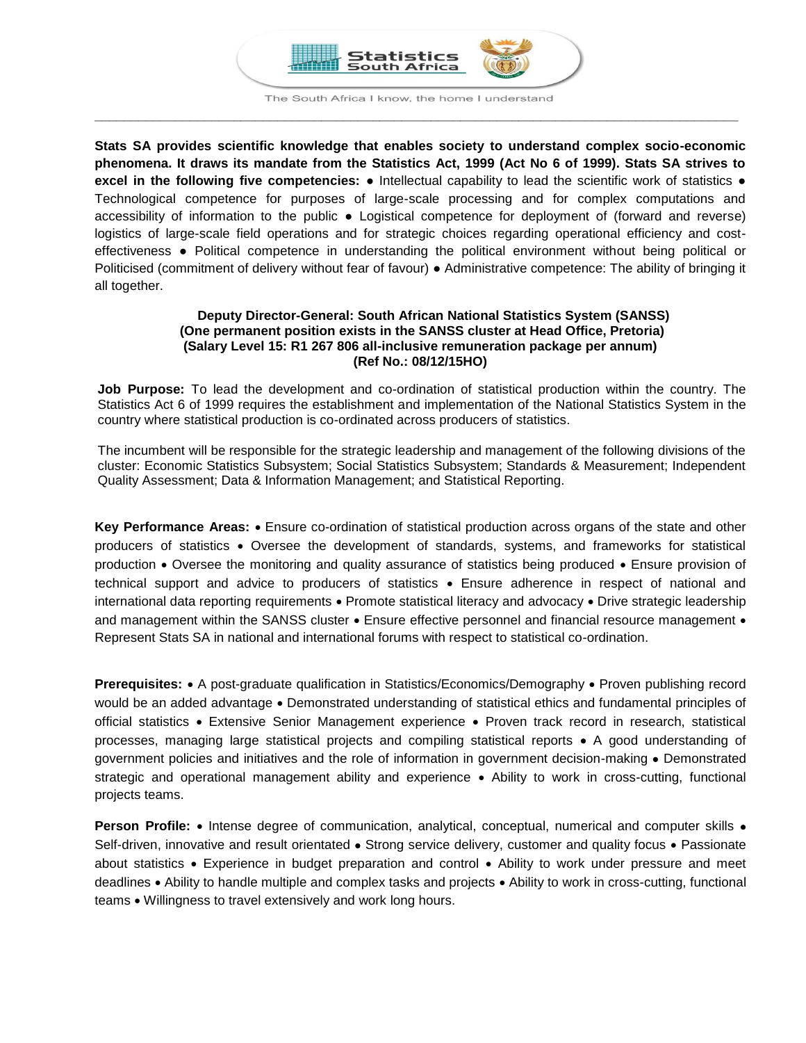Statistics South Africa

The South Africa I know, the home I understand

**Stats SA provides scientific knowledge that enables society to understand complex socio-economic phenomena. It draws its mandate from the Statistics Act, 1999 (Act No 6 of 1999). Stats SA strives to excel in the following five competencies:** ● Intellectual capability to lead the scientific work of statistics ● Technological competence for purposes of large-scale processing and for complex computations and accessibility of information to the public ● Logistical competence for deployment of (forward and reverse) logistics of large-scale field operations and for strategic choices regarding operational efficiency and cost-effectiveness ● Political competence in understanding the political environment without being political or Politicised (commitment of delivery without fear of favour) ● Administrative competence: The ability of bringing it all together.

**Deputy Director-General: South African National Statistics System (SANSS)**
**(One permanent position exists in the SANSS cluster at Head Office, Pretoria)**
**(Salary Level 15: R1 267 806 all-inclusive remuneration package per annum)**
**(Ref No.: 08/12/15HO)**

**Job Purpose:** To lead the development and co-ordination of statistical production within the country. The Statistics Act 6 of 1999 requires the establishment and implementation of the National Statistics System in the country where statistical production is co-ordinated across producers of statistics.

The incumbent will be responsible for the strategic leadership and management of the following divisions of the cluster: Economic Statistics Subsystem; Social Statistics Subsystem; Standards & Measurement; Independent Quality Assessment; Data & Information Management; and Statistical Reporting.

**Key Performance Areas:** • Ensure co-ordination of statistical production across organs of the state and other producers of statistics • Oversee the development of standards, systems, and frameworks for statistical production • Oversee the monitoring and quality assurance of statistics being produced • Ensure provision of technical support and advice to producers of statistics • Ensure adherence in respect of national and international data reporting requirements • Promote statistical literacy and advocacy • Drive strategic leadership and management within the SANSS cluster • Ensure effective personnel and financial resource management • Represent Stats SA in national and international forums with respect to statistical co-ordination.

**Prerequisites:** • A post-graduate qualification in Statistics/Economics/Demography • Proven publishing record would be an added advantage • Demonstrated understanding of statistical ethics and fundamental principles of official statistics • Extensive Senior Management experience • Proven track record in research, statistical processes, managing large statistical projects and compiling statistical reports • A good understanding of government policies and initiatives and the role of information in government decision-making • Demonstrated strategic and operational management ability and experience • Ability to work in cross-cutting, functional projects teams.

**Person Profile:** • Intense degree of communication, analytical, conceptual, numerical and computer skills • Self-driven, innovative and result orientated • Strong service delivery, customer and quality focus • Passionate about statistics • Experience in budget preparation and control • Ability to work under pressure and meet deadlines • Ability to handle multiple and complex tasks and projects • Ability to work in cross-cutting, functional teams • Willingness to travel extensively and work long hours.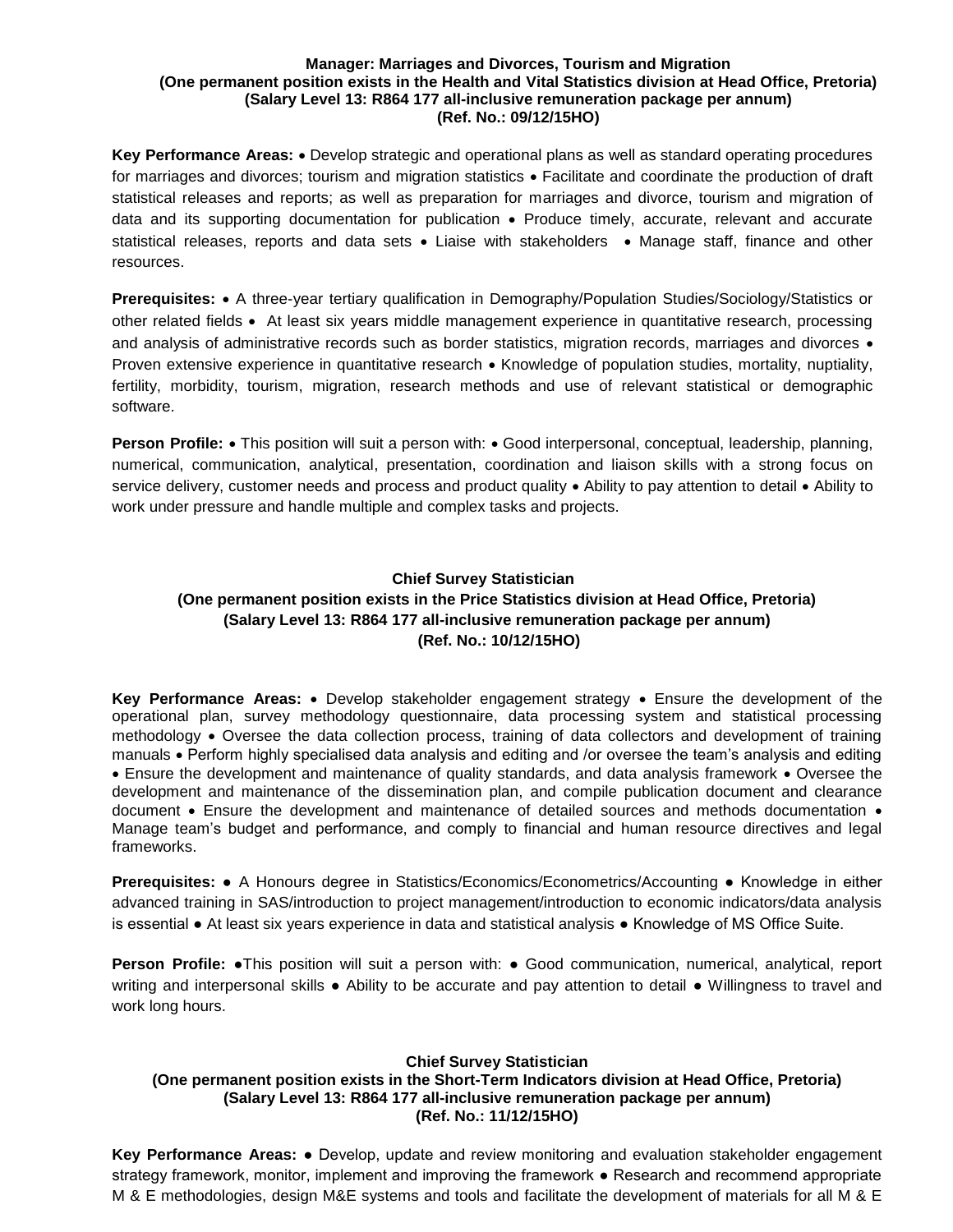**Manager: Marriages and Divorces, Tourism and Migration**
**(One permanent position exists in the Health and Vital Statistics division at Head Office, Pretoria)**
**(Salary Level 13: R864 177 all-inclusive remuneration package per annum)**
**(Ref. No.: 09/12/15HO)**

**Key Performance Areas:** • Develop strategic and operational plans as well as standard operating procedures for marriages and divorces; tourism and migration statistics • Facilitate and coordinate the production of draft statistical releases and reports; as well as preparation for marriages and divorce, tourism and migration of data and its supporting documentation for publication • Produce timely, accurate, relevant and accurate statistical releases, reports and data sets • Liaise with stakeholders • Manage staff, finance and other resources.

**Prerequisites:** • A three-year tertiary qualification in Demography/Population Studies/Sociology/Statistics or other related fields • At least six years middle management experience in quantitative research, processing and analysis of administrative records such as border statistics, migration records, marriages and divorces • Proven extensive experience in quantitative research • Knowledge of population studies, mortality, nuptiality, fertility, morbidity, tourism, migration, research methods and use of relevant statistical or demographic software.

**Person Profile:** • This position will suit a person with: • Good interpersonal, conceptual, leadership, planning, numerical, communication, analytical, presentation, coordination and liaison skills with a strong focus on service delivery, customer needs and process and product quality • Ability to pay attention to detail • Ability to work under pressure and handle multiple and complex tasks and projects.

**Chief Survey Statistician**
**(One permanent position exists in the Price Statistics division at Head Office, Pretoria)**
**(Salary Level 13: R864 177 all-inclusive remuneration package per annum)**
**(Ref. No.: 10/12/15HO)**

**Key Performance Areas:** • Develop stakeholder engagement strategy • Ensure the development of the operational plan, survey methodology questionnaire, data processing system and statistical processing methodology • Oversee the data collection process, training of data collectors and development of training manuals • Perform highly specialised data analysis and editing and /or oversee the team's analysis and editing • Ensure the development and maintenance of quality standards, and data analysis framework • Oversee the development and maintenance of the dissemination plan, and compile publication document and clearance document • Ensure the development and maintenance of detailed sources and methods documentation • Manage team's budget and performance, and comply to financial and human resource directives and legal frameworks.

**Prerequisites:** ● A Honours degree in Statistics/Economics/Econometrics/Accounting ● Knowledge in either advanced training in SAS/introduction to project management/introduction to economic indicators/data analysis is essential ● At least six years experience in data and statistical analysis ● Knowledge of MS Office Suite.

**Person Profile:** ●This position will suit a person with: ● Good communication, numerical, analytical, report writing and interpersonal skills ● Ability to be accurate and pay attention to detail ● Willingness to travel and work long hours.

**Chief Survey Statistician**
**(One permanent position exists in the Short-Term Indicators division at Head Office, Pretoria)**
**(Salary Level 13: R864 177 all-inclusive remuneration package per annum)**
**(Ref. No.: 11/12/15HO)**

**Key Performance Areas:** ● Develop, update and review monitoring and evaluation stakeholder engagement strategy framework, monitor, implement and improving the framework ● Research and recommend appropriate M & E methodologies, design M&E systems and tools and facilitate the development of materials for all M & E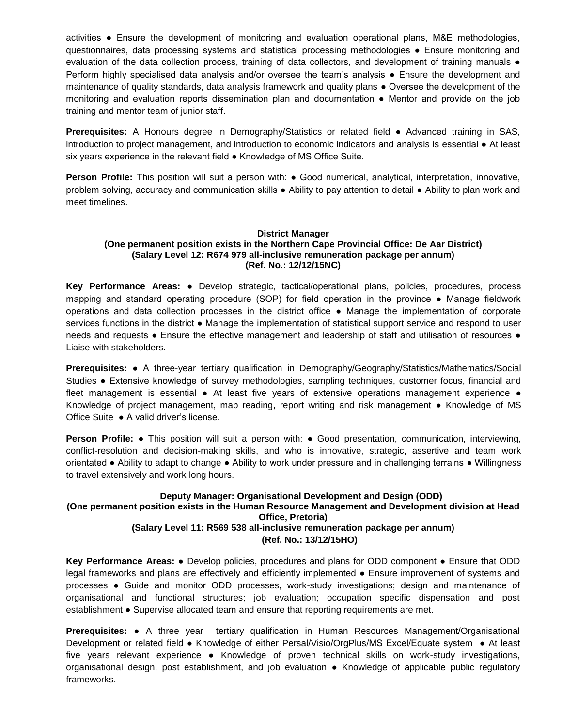activities ● Ensure the development of monitoring and evaluation operational plans, M&E methodologies, questionnaires, data processing systems and statistical processing methodologies ● Ensure monitoring and evaluation of the data collection process, training of data collectors, and development of training manuals ● Perform highly specialised data analysis and/or oversee the team's analysis ● Ensure the development and maintenance of quality standards, data analysis framework and quality plans ● Oversee the development of the monitoring and evaluation reports dissemination plan and documentation ● Mentor and provide on the job training and mentor team of junior staff.

**Prerequisites:** A Honours degree in Demography/Statistics or related field ● Advanced training in SAS, introduction to project management, and introduction to economic indicators and analysis is essential ● At least six years experience in the relevant field ● Knowledge of MS Office Suite.

**Person Profile:** This position will suit a person with: ● Good numerical, analytical, interpretation, innovative, problem solving, accuracy and communication skills ● Ability to pay attention to detail ● Ability to plan work and meet timelines.

### District Manager
**(One permanent position exists in the Northern Cape Provincial Office: De Aar District)**
**(Salary Level 12: R674 979 all-inclusive remuneration package per annum)**
**(Ref. No.: 12/12/15NC)**

**Key Performance Areas:** ● Develop strategic, tactical/operational plans, policies, procedures, process mapping and standard operating procedure (SOP) for field operation in the province ● Manage fieldwork operations and data collection processes in the district office ● Manage the implementation of corporate services functions in the district ● Manage the implementation of statistical support service and respond to user needs and requests ● Ensure the effective management and leadership of staff and utilisation of resources ● Liaise with stakeholders.

**Prerequisites:** ● A three-year tertiary qualification in Demography/Geography/Statistics/Mathematics/Social Studies ● Extensive knowledge of survey methodologies, sampling techniques, customer focus, financial and fleet management is essential ● At least five years of extensive operations management experience ● Knowledge of project management, map reading, report writing and risk management ● Knowledge of MS Office Suite ● A valid driver's license.

**Person Profile:** ● This position will suit a person with: ● Good presentation, communication, interviewing, conflict-resolution and decision-making skills, and who is innovative, strategic, assertive and team work orientated ● Ability to adapt to change ● Ability to work under pressure and in challenging terrains ● Willingness to travel extensively and work long hours.

### Deputy Manager: Organisational Development and Design (ODD)
**(One permanent position exists in the Human Resource Management and Development division at Head Office, Pretoria)**
**(Salary Level 11: R569 538 all-inclusive remuneration package per annum)**
**(Ref. No.: 13/12/15HO)**

**Key Performance Areas:** ● Develop policies, procedures and plans for ODD component ● Ensure that ODD legal frameworks and plans are effectively and efficiently implemented ● Ensure improvement of systems and processes ● Guide and monitor ODD processes, work-study investigations; design and maintenance of organisational and functional structures; job evaluation; occupation specific dispensation and post establishment ● Supervise allocated team and ensure that reporting requirements are met.

**Prerequisites:** ● A three year tertiary qualification in Human Resources Management/Organisational Development or related field ● Knowledge of either Persal/Visio/OrgPlus/MS Excel/Equate system ● At least five years relevant experience ● Knowledge of proven technical skills on work-study investigations, organisational design, post establishment, and job evaluation ● Knowledge of applicable public regulatory frameworks.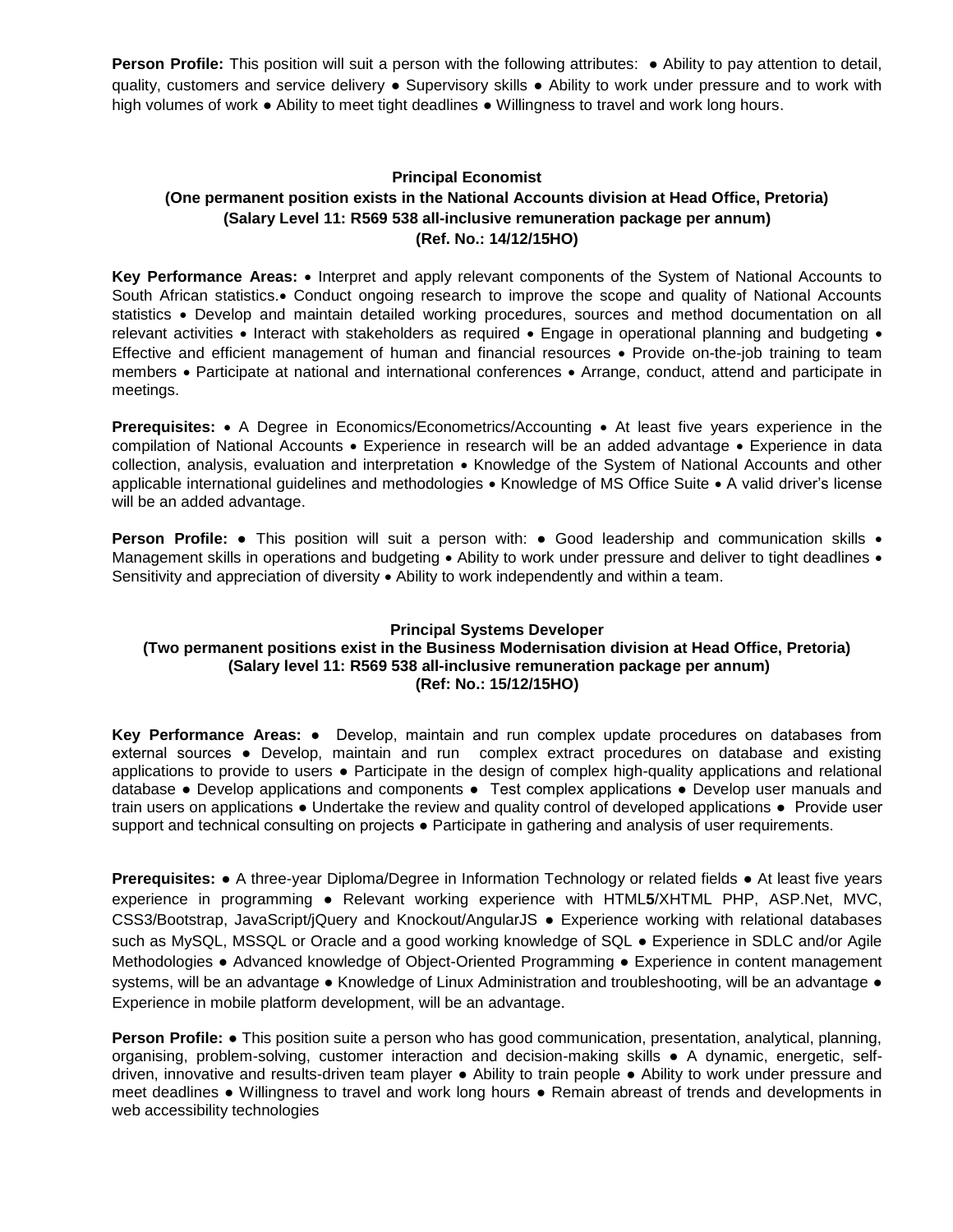**Person Profile:** This position will suit a person with the following attributes: ● Ability to pay attention to detail, quality, customers and service delivery ● Supervisory skills ● Ability to work under pressure and to work with high volumes of work ● Ability to meet tight deadlines ● Willingness to travel and work long hours.

**Principal Economist**
**(One permanent position exists in the National Accounts division at Head Office, Pretoria)**
**(Salary Level 11: R569 538 all-inclusive remuneration package per annum)**
**(Ref. No.: 14/12/15HO)**

**Key Performance Areas:** • Interpret and apply relevant components of the System of National Accounts to South African statistics.• Conduct ongoing research to improve the scope and quality of National Accounts statistics • Develop and maintain detailed working procedures, sources and method documentation on all relevant activities • Interact with stakeholders as required • Engage in operational planning and budgeting • Effective and efficient management of human and financial resources • Provide on-the-job training to team members • Participate at national and international conferences • Arrange, conduct, attend and participate in meetings.

**Prerequisites:** • A Degree in Economics/Econometrics/Accounting • At least five years experience in the compilation of National Accounts • Experience in research will be an added advantage • Experience in data collection, analysis, evaluation and interpretation • Knowledge of the System of National Accounts and other applicable international guidelines and methodologies • Knowledge of MS Office Suite • A valid driver's license will be an added advantage.

**Person Profile:** ● This position will suit a person with: ● Good leadership and communication skills • Management skills in operations and budgeting • Ability to work under pressure and deliver to tight deadlines • Sensitivity and appreciation of diversity • Ability to work independently and within a team.

**Principal Systems Developer**
**(Two permanent positions exist in the Business Modernisation division at Head Office, Pretoria)**
**(Salary level 11: R569 538 all-inclusive remuneration package per annum)**
**(Ref: No.: 15/12/15HO)**

**Key Performance Areas:** ● Develop, maintain and run complex update procedures on databases from external sources ● Develop, maintain and run complex extract procedures on database and existing applications to provide to users ● Participate in the design of complex high-quality applications and relational database ● Develop applications and components ● Test complex applications ● Develop user manuals and train users on applications ● Undertake the review and quality control of developed applications ● Provide user support and technical consulting on projects ● Participate in gathering and analysis of user requirements.

**Prerequisites:** ● A three-year Diploma/Degree in Information Technology or related fields ● At least five years experience in programming ● Relevant working experience with HTML**5**/XHTML PHP, ASP.Net, MVC, CSS3/Bootstrap, JavaScript/jQuery and Knockout/AngularJS ● Experience working with relational databases such as MySQL, MSSQL or Oracle and a good working knowledge of SQL ● Experience in SDLC and/or Agile Methodologies ● Advanced knowledge of Object-Oriented Programming ● Experience in content management systems, will be an advantage ● Knowledge of Linux Administration and troubleshooting, will be an advantage ● Experience in mobile platform development, will be an advantage.

**Person Profile:** ● This position suite a person who has good communication, presentation, analytical, planning, organising, problem-solving, customer interaction and decision-making skills ● A dynamic, energetic, self-driven, innovative and results-driven team player ● Ability to train people ● Ability to work under pressure and meet deadlines ● Willingness to travel and work long hours ● Remain abreast of trends and developments in web accessibility technologies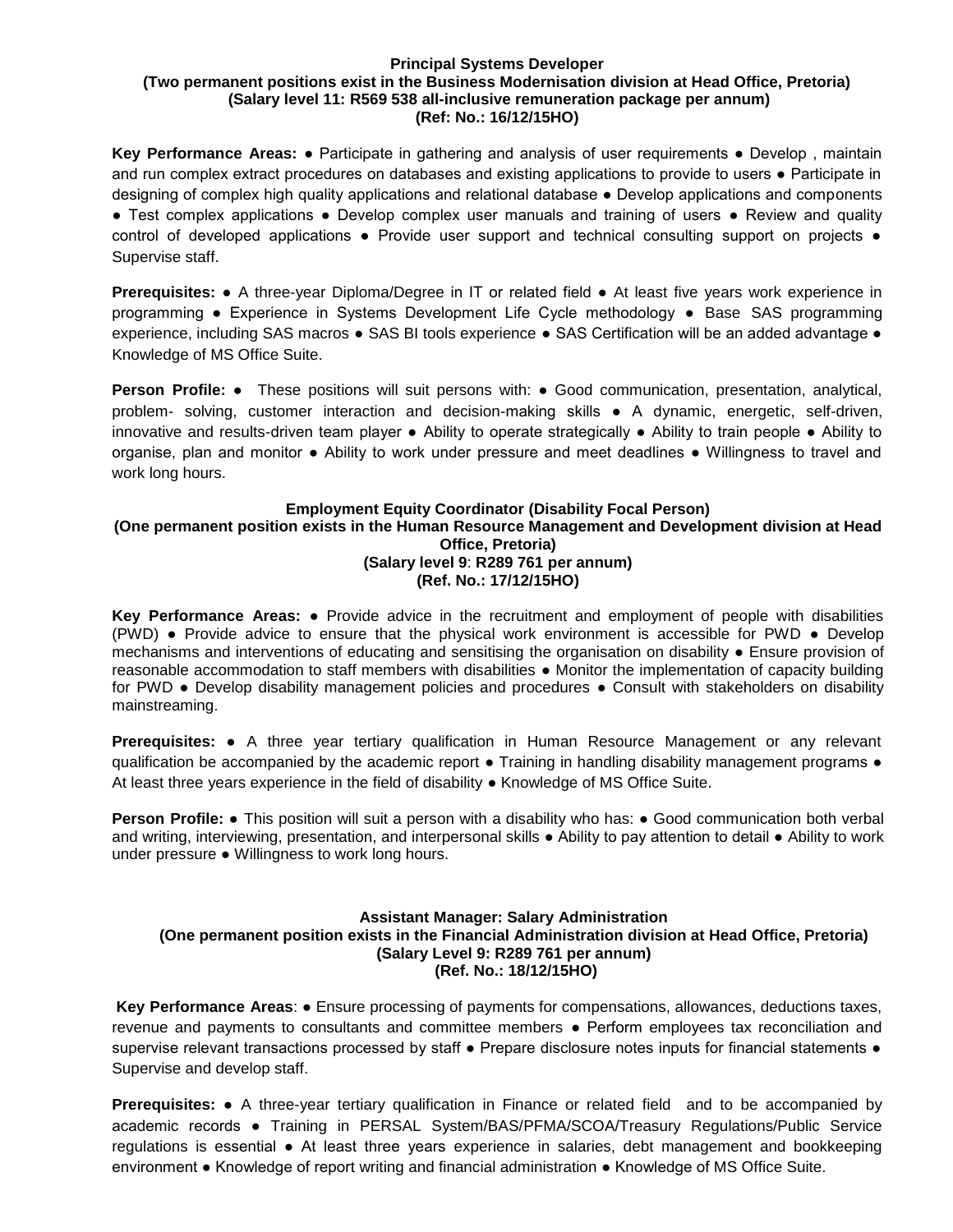**Principal Systems Developer**
**(Two permanent positions exist in the Business Modernisation division at Head Office, Pretoria)**
**(Salary level 11: R569 538 all-inclusive remuneration package per annum)**
**(Ref: No.: 16/12/15HO)**

**Key Performance Areas:** ● Participate in gathering and analysis of user requirements ● Develop , maintain and run complex extract procedures on databases and existing applications to provide to users ● Participate in designing of complex high quality applications and relational database ● Develop applications and components ● Test complex applications ● Develop complex user manuals and training of users ● Review and quality control of developed applications ● Provide user support and technical consulting support on projects ● Supervise staff.

**Prerequisites:** ● A three-year Diploma/Degree in IT or related field ● At least five years work experience in programming ● Experience in Systems Development Life Cycle methodology ● Base SAS programming experience, including SAS macros ● SAS BI tools experience ● SAS Certification will be an added advantage ● Knowledge of MS Office Suite.

**Person Profile:** ● These positions will suit persons with: ● Good communication, presentation, analytical, problem- solving, customer interaction and decision-making skills ● A dynamic, energetic, self-driven, innovative and results-driven team player ● Ability to operate strategically ● Ability to train people ● Ability to organise, plan and monitor ● Ability to work under pressure and meet deadlines ● Willingness to travel and work long hours.

**Employment Equity Coordinator (Disability Focal Person)**
**(One permanent position exists in the Human Resource Management and Development division at Head Office, Pretoria)**
**(Salary level 9: R289 761 per annum)**
**(Ref. No.: 17/12/15HO)**

**Key Performance Areas:** ● Provide advice in the recruitment and employment of people with disabilities (PWD) ● Provide advice to ensure that the physical work environment is accessible for PWD ● Develop mechanisms and interventions of educating and sensitising the organisation on disability ● Ensure provision of reasonable accommodation to staff members with disabilities ● Monitor the implementation of capacity building for PWD ● Develop disability management policies and procedures ● Consult with stakeholders on disability mainstreaming.

**Prerequisites:** ● A three year tertiary qualification in Human Resource Management or any relevant qualification be accompanied by the academic report ● Training in handling disability management programs ● At least three years experience in the field of disability ● Knowledge of MS Office Suite.

**Person Profile:** ● This position will suit a person with a disability who has: ● Good communication both verbal and writing, interviewing, presentation, and interpersonal skills ● Ability to pay attention to detail ● Ability to work under pressure ● Willingness to work long hours.

**Assistant Manager: Salary Administration**
**(One permanent position exists in the Financial Administration division at Head Office, Pretoria)**
**(Salary Level 9: R289 761 per annum)**
**(Ref. No.: 18/12/15HO)**

**Key Performance Areas**: ● Ensure processing of payments for compensations, allowances, deductions taxes, revenue and payments to consultants and committee members ● Perform employees tax reconciliation and supervise relevant transactions processed by staff ● Prepare disclosure notes inputs for financial statements ● Supervise and develop staff.

**Prerequisites:** ● A three-year tertiary qualification in Finance or related field and to be accompanied by academic records ● Training in PERSAL System/BAS/PFMA/SCOA/Treasury Regulations/Public Service regulations is essential ● At least three years experience in salaries, debt management and bookkeeping environment ● Knowledge of report writing and financial administration ● Knowledge of MS Office Suite.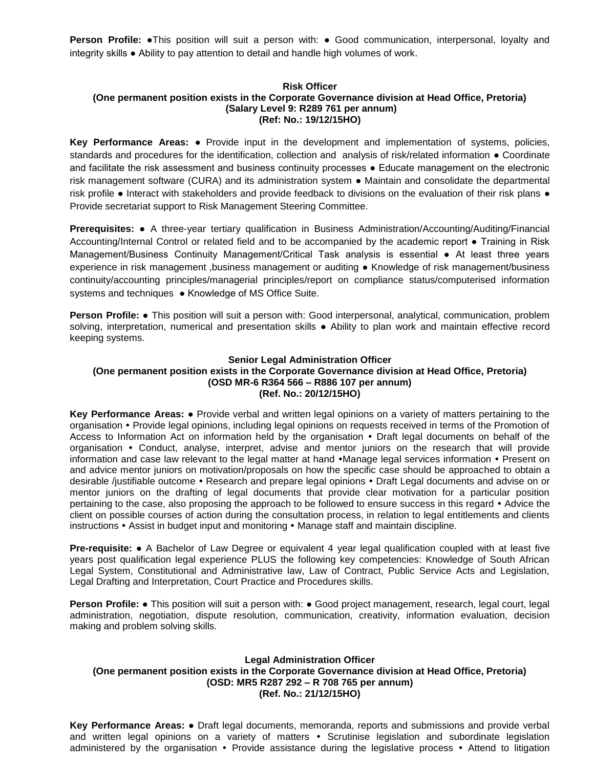**Person Profile:** ●This position will suit a person with: ● Good communication, interpersonal, loyalty and integrity skills ● Ability to pay attention to detail and handle high volumes of work.

**Risk Officer**
**(One permanent position exists in the Corporate Governance division at Head Office, Pretoria)**
**(Salary Level 9: R289 761 per annum)**
**(Ref: No.: 19/12/15HO)**

**Key Performance Areas:** ● Provide input in the development and implementation of systems, policies, standards and procedures for the identification, collection and analysis of risk/related information ● Coordinate and facilitate the risk assessment and business continuity processes ● Educate management on the electronic risk management software (CURA) and its administration system ● Maintain and consolidate the departmental risk profile ● Interact with stakeholders and provide feedback to divisions on the evaluation of their risk plans ● Provide secretariat support to Risk Management Steering Committee.

**Prerequisites:** ● A three-year tertiary qualification in Business Administration/Accounting/Auditing/Financial Accounting/Internal Control or related field and to be accompanied by the academic report ● Training in Risk Management/Business Continuity Management/Critical Task analysis is essential ● At least three years experience in risk management ,business management or auditing ● Knowledge of risk management/business continuity/accounting principles/managerial principles/report on compliance status/computerised information systems and techniques ● Knowledge of MS Office Suite.

**Person Profile:** ● This position will suit a person with: Good interpersonal, analytical, communication, problem solving, interpretation, numerical and presentation skills ● Ability to plan work and maintain effective record keeping systems.

**Senior Legal Administration Officer**
**(One permanent position exists in the Corporate Governance division at Head Office, Pretoria)**
**(OSD MR-6 R364 566 – R886 107 per annum)**
**(Ref. No.: 20/12/15HO)**

**Key Performance Areas:** ● Provide verbal and written legal opinions on a variety of matters pertaining to the organisation • Provide legal opinions, including legal opinions on requests received in terms of the Promotion of Access to Information Act on information held by the organisation • Draft legal documents on behalf of the organisation • Conduct, analyse, interpret, advise and mentor juniors on the research that will provide information and case law relevant to the legal matter at hand •Manage legal services information • Present on and advice mentor juniors on motivation/proposals on how the specific case should be approached to obtain a desirable /justifiable outcome • Research and prepare legal opinions • Draft Legal documents and advise on or mentor juniors on the drafting of legal documents that provide clear motivation for a particular position pertaining to the case, also proposing the approach to be followed to ensure success in this regard • Advice the client on possible courses of action during the consultation process, in relation to legal entitlements and clients instructions • Assist in budget input and monitoring • Manage staff and maintain discipline.

**Pre-requisite:** ● A Bachelor of Law Degree or equivalent 4 year legal qualification coupled with at least five years post qualification legal experience PLUS the following key competencies: Knowledge of South African Legal System, Constitutional and Administrative law, Law of Contract, Public Service Acts and Legislation, Legal Drafting and Interpretation, Court Practice and Procedures skills.

**Person Profile:** ● This position will suit a person with: ● Good project management, research, legal court, legal administration, negotiation, dispute resolution, communication, creativity, information evaluation, decision making and problem solving skills.

**Legal Administration Officer**
**(One permanent position exists in the Corporate Governance division at Head Office, Pretoria)**
**(OSD: MR5 R287 292 – R 708 765 per annum)**
**(Ref. No.: 21/12/15HO)**

**Key Performance Areas:** ● Draft legal documents, memoranda, reports and submissions and provide verbal and written legal opinions on a variety of matters • Scrutinise legislation and subordinate legislation administered by the organisation • Provide assistance during the legislative process • Attend to litigation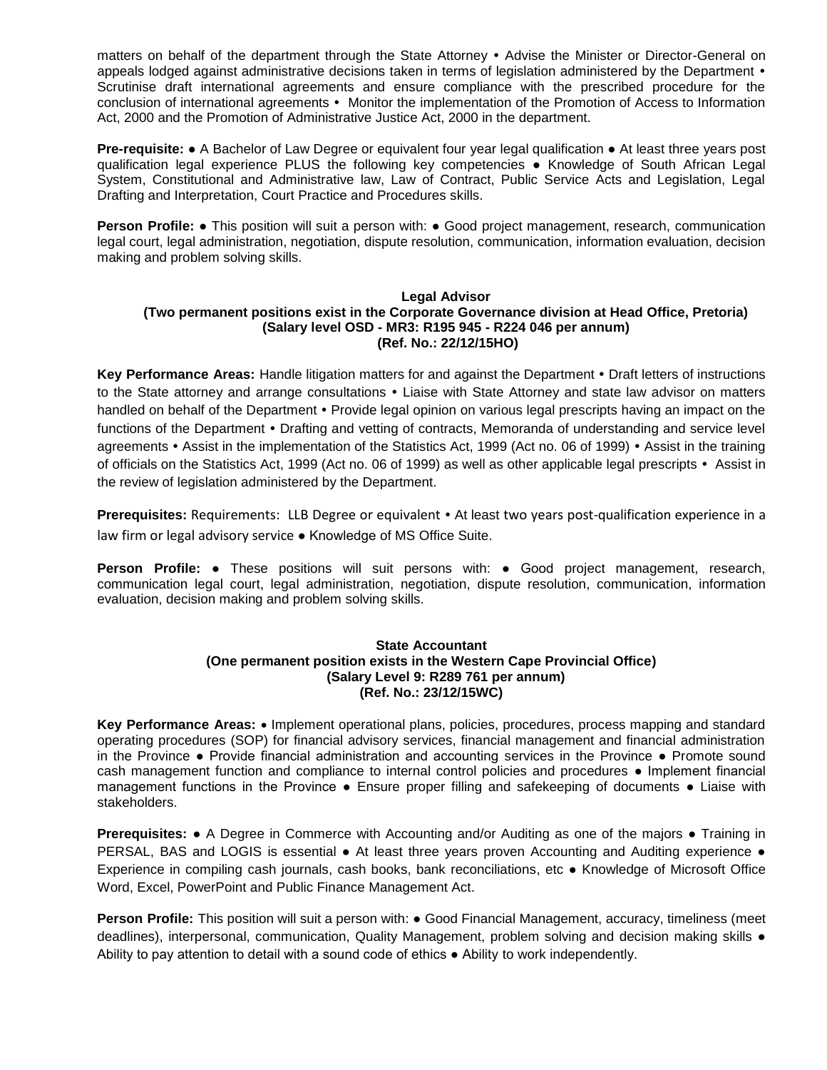matters on behalf of the department through the State Attorney • Advise the Minister or Director-General on appeals lodged against administrative decisions taken in terms of legislation administered by the Department • Scrutinise draft international agreements and ensure compliance with the prescribed procedure for the conclusion of international agreements • Monitor the implementation of the Promotion of Access to Information Act, 2000 and the Promotion of Administrative Justice Act, 2000 in the department.

**Pre-requisite:** ● A Bachelor of Law Degree or equivalent four year legal qualification ● At least three years post qualification legal experience PLUS the following key competencies ● Knowledge of South African Legal System, Constitutional and Administrative law, Law of Contract, Public Service Acts and Legislation, Legal Drafting and Interpretation, Court Practice and Procedures skills.

**Person Profile:** ● This position will suit a person with: ● Good project management, research, communication legal court, legal administration, negotiation, dispute resolution, communication, information evaluation, decision making and problem solving skills.

**Legal Advisor**
**(Two permanent positions exist in the Corporate Governance division at Head Office, Pretoria)**
**(Salary level OSD - MR3: R195 945 - R224 046 per annum)**
**(Ref. No.: 22/12/15HO)**

**Key Performance Areas:** Handle litigation matters for and against the Department • Draft letters of instructions to the State attorney and arrange consultations • Liaise with State Attorney and state law advisor on matters handled on behalf of the Department • Provide legal opinion on various legal prescripts having an impact on the functions of the Department • Drafting and vetting of contracts, Memoranda of understanding and service level agreements • Assist in the implementation of the Statistics Act, 1999 (Act no. 06 of 1999) • Assist in the training of officials on the Statistics Act, 1999 (Act no. 06 of 1999) as well as other applicable legal prescripts • Assist in the review of legislation administered by the Department.

**Prerequisites:** Requirements: LLB Degree or equivalent • At least two years post-qualification experience in a law firm or legal advisory service ● Knowledge of MS Office Suite.

**Person Profile:** ● These positions will suit persons with: ● Good project management, research, communication legal court, legal administration, negotiation, dispute resolution, communication, information evaluation, decision making and problem solving skills.

**State Accountant**
**(One permanent position exists in the Western Cape Provincial Office)**
**(Salary Level 9: R289 761 per annum)**
**(Ref. No.: 23/12/15WC)**

**Key Performance Areas:** • Implement operational plans, policies, procedures, process mapping and standard operating procedures (SOP) for financial advisory services, financial management and financial administration in the Province ● Provide financial administration and accounting services in the Province ● Promote sound cash management function and compliance to internal control policies and procedures ● Implement financial management functions in the Province ● Ensure proper filling and safekeeping of documents ● Liaise with stakeholders.

**Prerequisites:** ● A Degree in Commerce with Accounting and/or Auditing as one of the majors ● Training in PERSAL, BAS and LOGIS is essential ● At least three years proven Accounting and Auditing experience ● Experience in compiling cash journals, cash books, bank reconciliations, etc ● Knowledge of Microsoft Office Word, Excel, PowerPoint and Public Finance Management Act.

**Person Profile:** This position will suit a person with: ● Good Financial Management, accuracy, timeliness (meet deadlines), interpersonal, communication, Quality Management, problem solving and decision making skills ● Ability to pay attention to detail with a sound code of ethics ● Ability to work independently.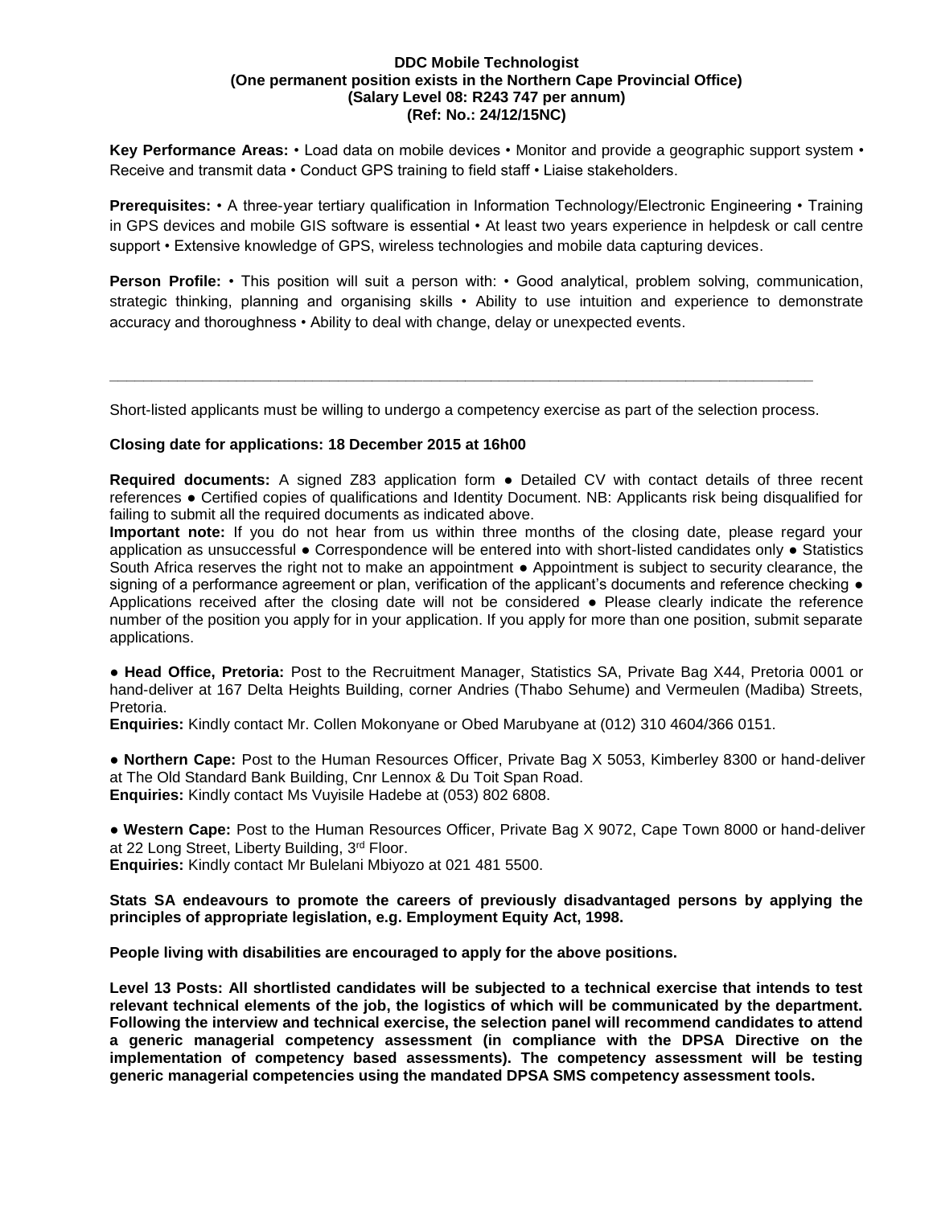**DDC Mobile Technologist**
**(One permanent position exists in the Northern Cape Provincial Office)**
**(Salary Level 08: R243 747 per annum)**
**(Ref: No.: 24/12/15NC)**

**Key Performance Areas:** • Load data on mobile devices • Monitor and provide a geographic support system • Receive and transmit data • Conduct GPS training to field staff • Liaise stakeholders.

**Prerequisites:** • A three-year tertiary qualification in Information Technology/Electronic Engineering • Training in GPS devices and mobile GIS software is essential • At least two years experience in helpdesk or call centre support • Extensive knowledge of GPS, wireless technologies and mobile data capturing devices.

**Person Profile:** • This position will suit a person with: • Good analytical, problem solving, communication, strategic thinking, planning and organising skills • Ability to use intuition and experience to demonstrate accuracy and thoroughness • Ability to deal with change, delay or unexpected events.

---

Short-listed applicants must be willing to undergo a competency exercise as part of the selection process.

**Closing date for applications: 18 December 2015 at 16h00**

**Required documents:** A signed Z83 application form ● Detailed CV with contact details of three recent references ● Certified copies of qualifications and Identity Document. NB: Applicants risk being disqualified for failing to submit all the required documents as indicated above.

**Important note:** If you do not hear from us within three months of the closing date, please regard your application as unsuccessful ● Correspondence will be entered into with short-listed candidates only ● Statistics South Africa reserves the right not to make an appointment ● Appointment is subject to security clearance, the signing of a performance agreement or plan, verification of the applicant's documents and reference checking ● Applications received after the closing date will not be considered ● Please clearly indicate the reference number of the position you apply for in your application. If you apply for more than one position, submit separate applications.

● **Head Office, Pretoria:** Post to the Recruitment Manager, Statistics SA, Private Bag X44, Pretoria 0001 or hand-deliver at 167 Delta Heights Building, corner Andries (Thabo Sehume) and Vermeulen (Madiba) Streets, Pretoria.
**Enquiries:** Kindly contact Mr. Collen Mokonyane or Obed Marubyane at (012) 310 4604/366 0151.

● **Northern Cape:** Post to the Human Resources Officer, Private Bag X 5053, Kimberley 8300 or hand-deliver at The Old Standard Bank Building, Cnr Lennox & Du Toit Span Road.
**Enquiries:** Kindly contact Ms Vuyisile Hadebe at (053) 802 6808.

● **Western Cape:** Post to the Human Resources Officer, Private Bag X 9072, Cape Town 8000 or hand-deliver at 22 Long Street, Liberty Building, 3rd Floor.
**Enquiries:** Kindly contact Mr Bulelani Mbiyozo at 021 481 5500.

**Stats SA endeavours to promote the careers of previously disadvantaged persons by applying the principles of appropriate legislation, e.g. Employment Equity Act, 1998.**

**People living with disabilities are encouraged to apply for the above positions.**

**Level 13 Posts: All shortlisted candidates will be subjected to a technical exercise that intends to test relevant technical elements of the job, the logistics of which will be communicated by the department. Following the interview and technical exercise, the selection panel will recommend candidates to attend a generic managerial competency assessment (in compliance with the DPSA Directive on the implementation of competency based assessments). The competency assessment will be testing generic managerial competencies using the mandated DPSA SMS competency assessment tools.**